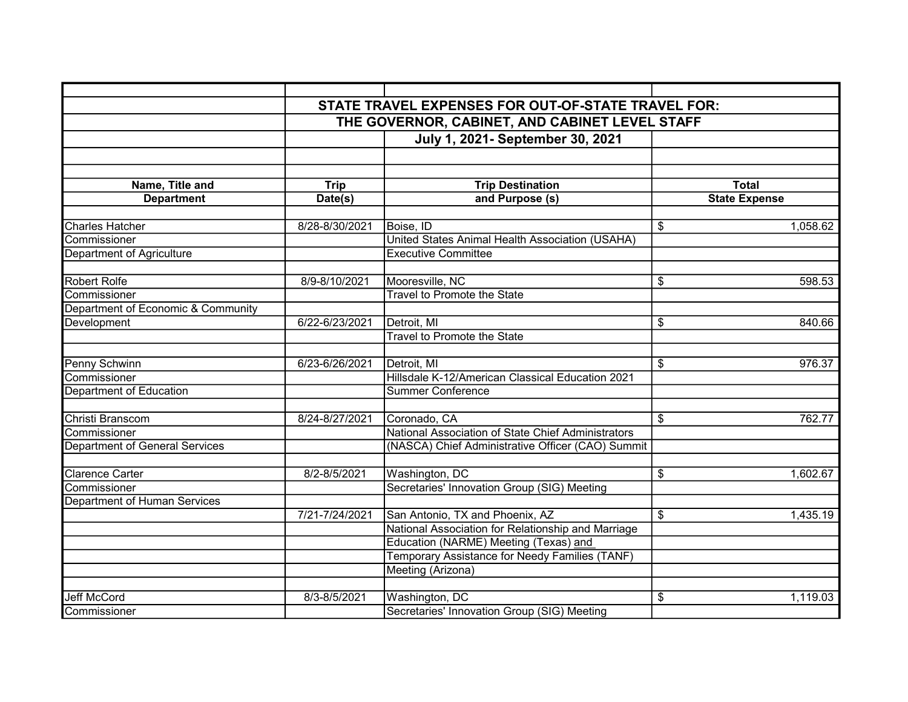## STATE TRAVEL EXPENSES FOR OUT-OF-STATE TRAVEL FOR:
## THE GOVERNOR, CABINET, AND CABINET LEVEL STAFF
### July 1, 2021- September 30, 2021

| Name, Title and Department | Trip Date(s) | Trip Destination and Purpose (s) | Total State Expense |
|---|---|---|---|
| Charles Hatcher | 8/28-8/30/2021 | Boise, ID | $ 1,058.62 |
| Commissioner | | United States Animal Health Association (USAHA) | |
| Department of Agriculture | | Executive Committee | |
| | | | |
| Robert Rolfe | 8/9-8/10/2021 | Mooresville, NC | $ 598.53 |
| Commissioner | | Travel to Promote the State | |
| Department of Economic & Community | | | |
| Development | 6/22-6/23/2021 | Detroit, MI | $ 840.66 |
| | | Travel to Promote the State | |
| | | | |
| Penny Schwinn | 6/23-6/26/2021 | Detroit, MI | $ 976.37 |
| Commissioner | | Hillsdale K-12/American Classical Education 2021 | |
| Department of Education | | Summer Conference | |
| | | | |
| Christi Branscom | 8/24-8/27/2021 | Coronado, CA | $ 762.77 |
| Commissioner | | National Association of State Chief Administrators | |
| Department of General Services | | (NASCA) Chief Administrative Officer (CAO) Summit | |
| | | | |
| Clarence Carter | 8/2-8/5/2021 | Washington, DC | $ 1,602.67 |
| Commissioner | | Secretaries' Innovation Group (SIG) Meeting | |
| Department of Human Services | | | |
| | 7/21-7/24/2021 | San Antonio, TX and Phoenix, AZ | $ 1,435.19 |
| | | National Association for Relationship and Marriage | |
| | | Education (NARME) Meeting (Texas) and | |
| | | Temporary Assistance for Needy Families (TANF) | |
| | | Meeting (Arizona) | |
| | | | |
| Jeff McCord | 8/3-8/5/2021 | Washington, DC | $ 1,119.03 |
| Commissioner | | Secretaries' Innovation Group (SIG) Meeting | |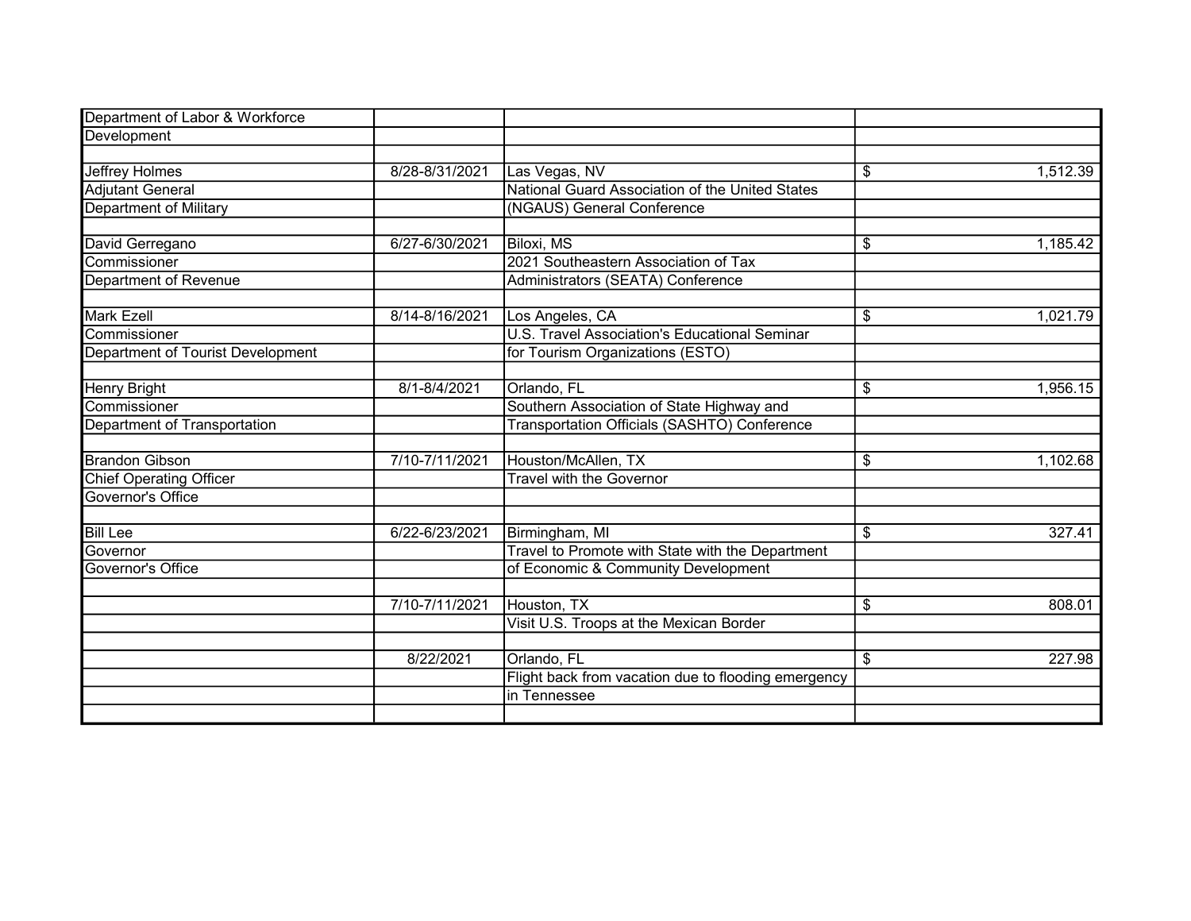| | | | | |
|---|---|---|---|---|
| Department of Labor & Workforce | | | | |
| Development | | | | |
| | | | | |
| Jeffrey Holmes | 8/28-8/31/2021 | Las Vegas, NV | $ | 1,512.39 |
| Adjutant General | | National Guard Association of the United States | | |
| Department of Military | | (NGAUS) General Conference | | |
| | | | | |
| David Gerregano | 6/27-6/30/2021 | Biloxi, MS | $ | 1,185.42 |
| Commissioner | | 2021 Southeastern Association of Tax | | |
| Department of Revenue | | Administrators (SEATA) Conference | | |
| | | | | |
| Mark Ezell | 8/14-8/16/2021 | Los Angeles, CA | $ | 1,021.79 |
| Commissioner | | U.S. Travel Association's Educational Seminar | | |
| Department of Tourist Development | | for Tourism Organizations (ESTO) | | |
| | | | | |
| Henry Bright | 8/1-8/4/2021 | Orlando, FL | $ | 1,956.15 |
| Commissioner | | Southern Association of State Highway and | | |
| Department of Transportation | | Transportation Officials (SASHTO) Conference | | |
| | | | | |
| Brandon Gibson | 7/10-7/11/2021 | Houston/McAllen, TX | $ | 1,102.68 |
| Chief Operating Officer | | Travel with the Governor | | |
| Governor's Office | | | | |
| | | | | |
| Bill Lee | 6/22-6/23/2021 | Birmingham, MI | $ | 327.41 |
| Governor | | Travel to Promote with State with the Department | | |
| Governor's Office | | of Economic & Community Development | | |
| | | | | |
| | 7/10-7/11/2021 | Houston, TX | $ | 808.01 |
| | | Visit U.S. Troops at the Mexican Border | | |
| | | | | |
| | 8/22/2021 | Orlando, FL | $ | 227.98 |
| | | Flight back from vacation due to flooding emergency | | |
| | | in Tennessee | | |
| | | | | |